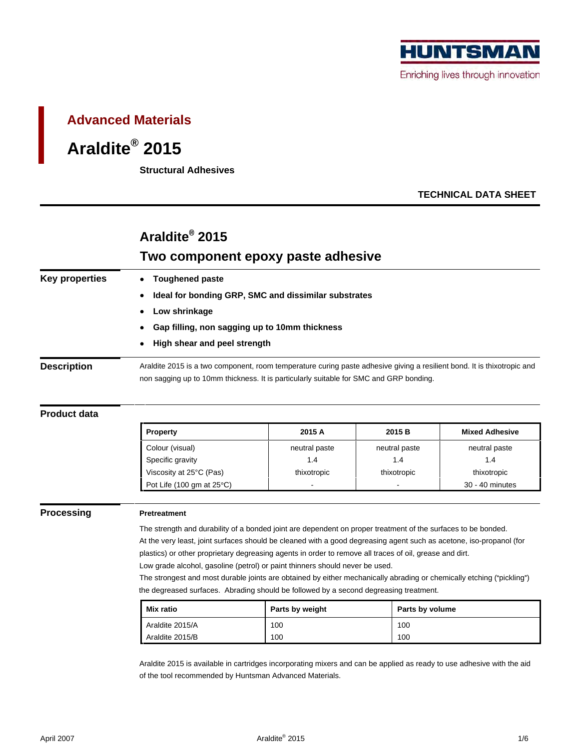HUNTSMAN

Enriching lives through innovation

# Advanced Materials

# Araldite® 2015

**Structural Adhesives**

**TECHNICAL DATA SHEET**

## Araldite® 2015
## Two component epoxy paste adhesive

### Key properties

- **Toughened paste**
- **Ideal for bonding GRP, SMC and dissimilar substrates**
- **Low shrinkage**
- **Gap filling, non sagging up to 10mm thickness**
- **High shear and peel strength**

### Description

Araldite 2015 is a two component, room temperature curing paste adhesive giving a resilient bond. It is thixotropic and non sagging up to 10mm thickness. It is particularly suitable for SMC and GRP bonding.

### Product data

| Property | 2015 A | 2015 B | Mixed Adhesive |
|---|---|---|---|
| Colour (visual) | neutral paste | neutral paste | neutral paste |
| Specific gravity | 1.4 | 1.4 | 1.4 |
| Viscosity at 25°C (Pas) | thixotropic | thixotropic | thixotropic |
| Pot Life (100 gm at 25°C) | - | - | 30 - 40 minutes |

### Processing

**Pretreatment**

The strength and durability of a bonded joint are dependent on proper treatment of the surfaces to be bonded.
At the very least, joint surfaces should be cleaned with a good degreasing agent such as acetone, iso-propanol (for plastics) or other proprietary degreasing agents in order to remove all traces of oil, grease and dirt.
Low grade alcohol, gasoline (petrol) or paint thinners should never be used.
The strongest and most durable joints are obtained by either mechanically abrading or chemically etching ("pickling") the degreased surfaces. Abrading should be followed by a second degreasing treatment.

| Mix ratio | Parts by weight | Parts by volume |
|---|---|---|
| Araldite 2015/A | 100 | 100 |
| Araldite 2015/B | 100 | 100 |

Araldite 2015 is available in cartridges incorporating mixers and can be applied as ready to use adhesive with the aid of the tool recommended by Huntsman Advanced Materials.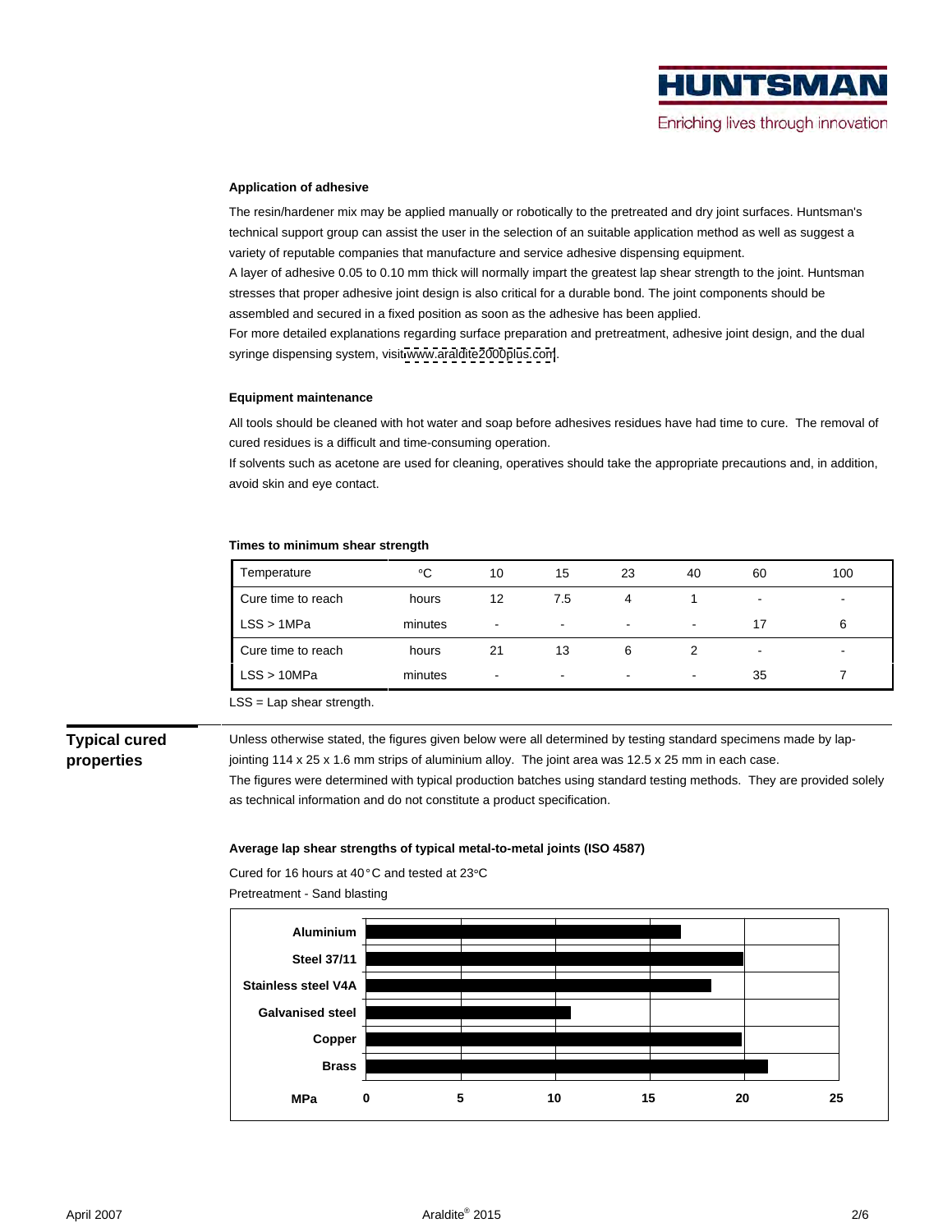#### Application of adhesive

The resin/hardener mix may be applied manually or robotically to the pretreated and dry joint surfaces. Huntsman's technical support group can assist the user in the selection of an suitable application method as well as suggest a variety of reputable companies that manufacture and service adhesive dispensing equipment.
A layer of adhesive 0.05 to 0.10 mm thick will normally impart the greatest lap shear strength to the joint. Huntsman stresses that proper adhesive joint design is also critical for a durable bond. The joint components should be assembled and secured in a fixed position as soon as the adhesive has been applied.
For more detailed explanations regarding surface preparation and pretreatment, adhesive joint design, and the dual syringe dispensing system, visit www.araldite2000plus.com.

#### Equipment maintenance

All tools should be cleaned with hot water and soap before adhesives residues have had time to cure. The removal of cured residues is a difficult and time-consuming operation.
If solvents such as acetone are used for cleaning, operatives should take the appropriate precautions and, in addition, avoid skin and eye contact.

#### Times to minimum shear strength

| Temperature | °C | 10 | 15 | 23 | 40 | 60 | 100 |
|---|---|---|---|---|---|---|---|
| Cure time to reach | hours | 12 | 7.5 | 4 | 1 | - | - |
| LSS > 1MPa | minutes | - | - | - | - | 17 | 6 |
| Cure time to reach | hours | 21 | 13 | 6 | 2 | - | - |
| LSS > 10MPa | minutes | - | - | - | - | 35 | 7 |

LSS = Lap shear strength.

## Typical cured properties

Unless otherwise stated, the figures given below were all determined by testing standard specimens made by lap-jointing 114 x 25 x 1.6 mm strips of aluminium alloy. The joint area was 12.5 x 25 mm in each case.
The figures were determined with typical production batches using standard testing methods. They are provided solely as technical information and do not constitute a product specification.

#### Average lap shear strengths of typical metal-to-metal joints (ISO 4587)

Cured for 16 hours at 40°C and tested at 23°C
Pretreatment - Sand blasting

Aluminium
Steel 37/11
Stainless steel V4A
Galvanised steel
Copper
Brass
MPa 0 5 10 15 20 25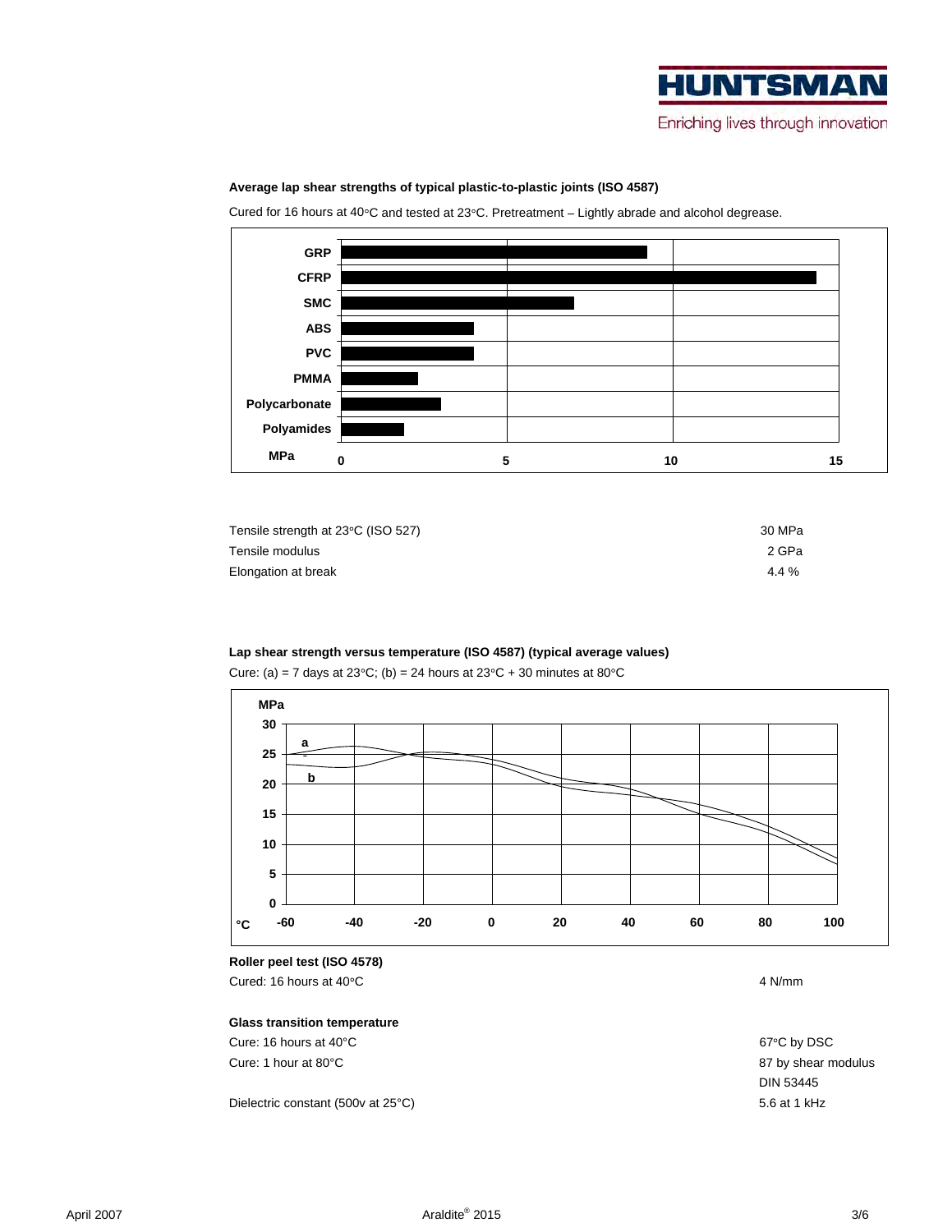**Average lap shear strengths of typical plastic-to-plastic joints (ISO 4587)**

Cured for 16 hours at 40°C and tested at 23°C. Pretreatment – Lightly abrade and alcohol degrease.

| Material | Approx. lap shear strength (MPa, read from bar chart) |
|---|---|
| GRP | 9.3 |
| CFRP | 14.4 |
| SMC | 7 |
| ABS | 4 |
| PVC | 4 |
| PMMA | 2.3 |
| Polycarbonate | 3 |
| Polyamides | 1.9 |

| | |
|---|---|
| Tensile strength at 23°C (ISO 527) | 30 MPa |
| Tensile modulus | 2 GPa |
| Elongation at break | 4.4 % |

**Lap shear strength versus temperature (ISO 4587) (typical average values)**

Cure: (a) = 7 days at 23°C; (b) = 24 hours at 23°C + 30 minutes at 80°C

| °C | -60 | -40 | -20 | 0 | 20 | 40 | 60 | 80 | 100 |
|---|---|---|---|---|---|---|---|---|---|
| a (MPa, approx.) | 25 | 26 | 25 | 24 | 21 | 19 | 15 | 12 | 7 |
| b (MPa, approx.) | 23 | 23 | 25 | 23 | 20 | 18 | 17 | 13 | 8 |

**Roller peel test (ISO 4578)**

| | |
|---|---|
| Cured: 16 hours at 40°C | 4 N/mm |

**Glass transition temperature**

| | |
|---|---|
| Cure: 16 hours at 40°C | 67°C by DSC |
| Cure: 1 hour at 80°C | 87 by shear modulus DIN 53445 |
| Dielectric constant (500v at 25°C) | 5.6 at 1 kHz |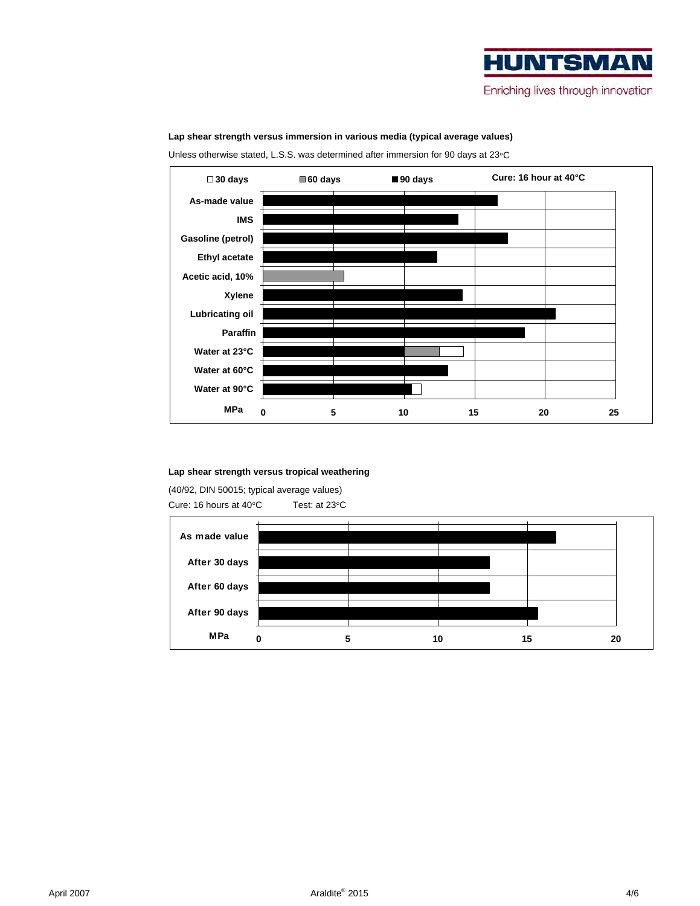**Lap shear strength versus immersion in various media (typical average values)**

Unless otherwise stated, L.S.S. was determined after immersion for 90 days at 23°C

□ 30 days
■ 60 days
■ 90 days
Cure: 16 hour at 40°C

As-made value
IMS
Gasoline (petrol)
Ethyl acetate
Acetic acid, 10%
Xylene
Lubricating oil
Paraffin
Water at 23°C
Water at 60°C
Water at 90°C

MPa
0
5
10
15
20
25

**Lap shear strength versus tropical weathering**

(40/92, DIN 50015; typical average values)

Cure: 16 hours at 40°C Test: at 23°C

As made value
After 30 days
After 60 days
After 90 days

MPa
0
5
10
15
20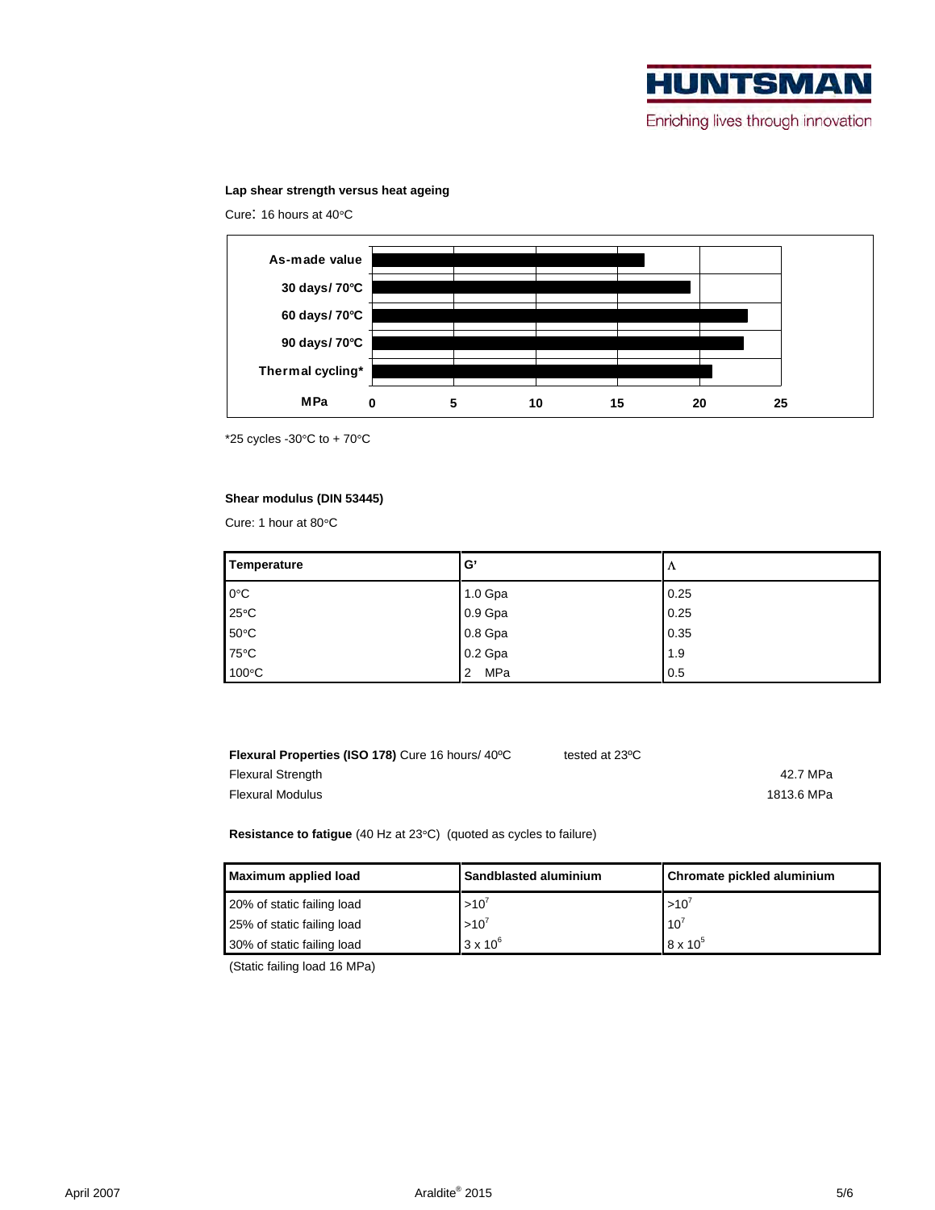**Lap shear strength versus heat ageing**

Cure: 16 hours at 40°C

As-made value
30 days/ 70°C
60 days/ 70°C
90 days/ 70°C
Thermal cycling*
MPa
0 5 10 15 20 25

*25 cycles -30°C to + 70°C

**Shear modulus (DIN 53445)**

Cure: 1 hour at 80°C

| Temperature | G' | Λ |
|---|---|---|
| 0°C | 1.0 Gpa | 0.25 |
| 25°C | 0.9 Gpa | 0.25 |
| 50°C | 0.8 Gpa | 0.35 |
| 75°C | 0.2 Gpa | 1.9 |
| 100°C | 2 MPa | 0.5 |

**Flexural Properties (ISO 178)** Cure 16 hours/ 40ºC tested at 23ºC

| | |
|---|---|
| Flexural Strength | 42.7 MPa |
| Flexural Modulus | 1813.6 MPa |

**Resistance to fatigue** (40 Hz at 23°C) (quoted as cycles to failure)

| Maximum applied load | Sandblasted aluminium | Chromate pickled aluminium |
|---|---|---|
| 20% of static failing load | $>10^7$ | $>10^7$ |
| 25% of static failing load | $>10^7$ | $10^7$ |
| 30% of static failing load | $3 \times 10^6$ | $8 \times 10^5$ |

(Static failing load 16 MPa)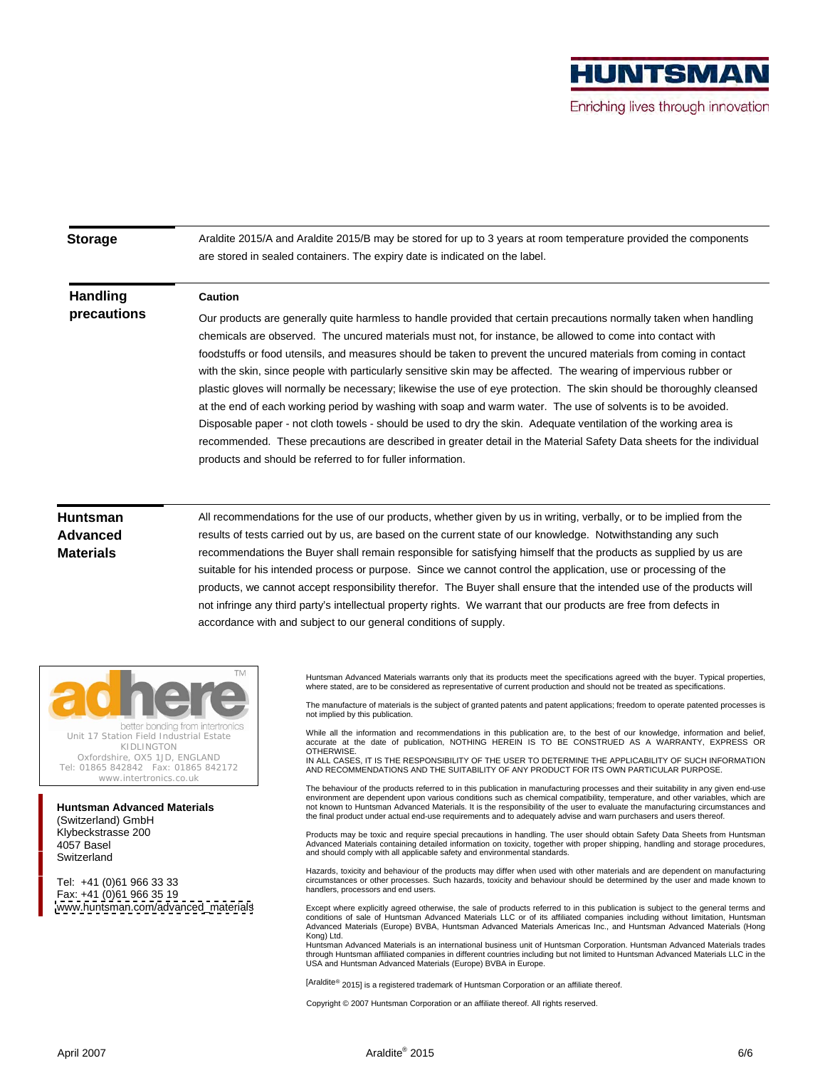## Storage

Araldite 2015/A and Araldite 2015/B may be stored for up to 3 years at room temperature provided the components are stored in sealed containers. The expiry date is indicated on the label.

## Handling precautions

**Caution**

Our products are generally quite harmless to handle provided that certain precautions normally taken when handling chemicals are observed. The uncured materials must not, for instance, be allowed to come into contact with foodstuffs or food utensils, and measures should be taken to prevent the uncured materials from coming in contact with the skin, since people with particularly sensitive skin may be affected. The wearing of impervious rubber or plastic gloves will normally be necessary; likewise the use of eye protection. The skin should be thoroughly cleansed at the end of each working period by washing with soap and warm water. The use of solvents is to be avoided. Disposable paper - not cloth towels - should be used to dry the skin. Adequate ventilation of the working area is recommended. These precautions are described in greater detail in the Material Safety Data sheets for the individual products and should be referred to for fuller information.

## Huntsman Advanced Materials

All recommendations for the use of our products, whether given by us in writing, verbally, or to be implied from the results of tests carried out by us, are based on the current state of our knowledge. Notwithstanding any such recommendations the Buyer shall remain responsible for satisfying himself that the products as supplied by us are suitable for his intended process or purpose. Since we cannot control the application, use or processing of the products, we cannot accept responsibility therefor. The Buyer shall ensure that the intended use of the products will not infringe any third party's intellectual property rights. We warrant that our products are free from defects in accordance with and subject to our general conditions of supply.

adhere™
better bonding from intertronics
Unit 17 Station Field Industrial Estate
KIDLINGTON
Oxfordshire, OX5 1JD, ENGLAND
Tel: 01865 842842 Fax: 01865 842172
www.intertronics.co.uk

**Huntsman Advanced Materials**
(Switzerland) GmbH
Klybeckstrasse 200
4057 Basel
Switzerland

Tel: +41 (0)61 966 33 33
Fax: +41 (0)61 966 35 19
www.huntsman.com/advanced_materials

Huntsman Advanced Materials warrants only that its products meet the specifications agreed with the buyer. Typical properties, where stated, are to be considered as representative of current production and should not be treated as specifications.

The manufacture of materials is the subject of granted patents and patent applications; freedom to operate patented processes is not implied by this publication.

While all the information and recommendations in this publication are, to the best of our knowledge, information and belief, accurate at the date of publication, NOTHING HEREIN IS TO BE CONSTRUED AS A WARRANTY, EXPRESS OR OTHERWISE.
IN ALL CASES, IT IS THE RESPONSIBILITY OF THE USER TO DETERMINE THE APPLICABILITY OF SUCH INFORMATION AND RECOMMENDATIONS AND THE SUITABILITY OF ANY PRODUCT FOR ITS OWN PARTICULAR PURPOSE.

The behaviour of the products referred to in this publication in manufacturing processes and their suitability in any given end-use environment are dependent upon various conditions such as chemical compatibility, temperature, and other variables, which are not known to Huntsman Advanced Materials. It is the responsibility of the user to evaluate the manufacturing circumstances and the final product under actual end-use requirements and to adequately advise and warn purchasers and users thereof.

Products may be toxic and require special precautions in handling. The user should obtain Safety Data Sheets from Huntsman Advanced Materials containing detailed information on toxicity, together with proper shipping, handling and storage procedures, and should comply with all applicable safety and environmental standards.

Hazards, toxicity and behaviour of the products may differ when used with other materials and are dependent on manufacturing circumstances or other processes. Such hazards, toxicity and behaviour should be determined by the user and made known to handlers, processors and end users.

Except where explicitly agreed otherwise, the sale of products referred to in this publication is subject to the general terms and conditions of sale of Huntsman Advanced Materials LLC or of its affiliated companies including without limitation, Huntsman Advanced Materials (Europe) BVBA, Huntsman Advanced Materials Americas Inc., and Huntsman Advanced Materials (Hong Kong) Ltd.
Huntsman Advanced Materials is an international business unit of Huntsman Corporation. Huntsman Advanced Materials trades through Huntsman affiliated companies in different countries including but not limited to Huntsman Advanced Materials LLC in the USA and Huntsman Advanced Materials (Europe) BVBA in Europe.

[Araldite® 2015] is a registered trademark of Huntsman Corporation or an affiliate thereof.

Copyright © 2007 Huntsman Corporation or an affiliate thereof. All rights reserved.